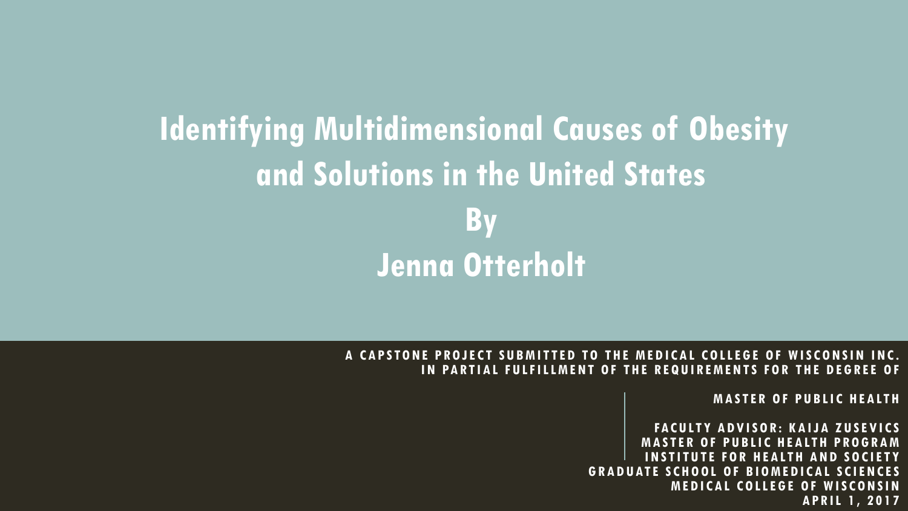# Identifying Multidimensional Causes of Obesity and Solutions in the United States

## By

## Jenna Otterholt

A CAPSTONE PROJECT SUBMITTED TO THE MEDICAL COLLEGE OF WISCONSIN INC. IN PARTIAL FULFILLMENT OF THE REQUIREMENTS FOR THE DEGREE OF

MASTER OF PUBLIC HEALTH

FACULTY ADVISOR: KAIJA ZUSEVICS
MASTER OF PUBLIC HEALTH PROGRAM
INSTITUTE FOR HEALTH AND SOCIETY
GRADUATE SCHOOL OF BIOMEDICAL SCIENCES
MEDICAL COLLEGE OF WISCONSIN
APRIL 1, 2017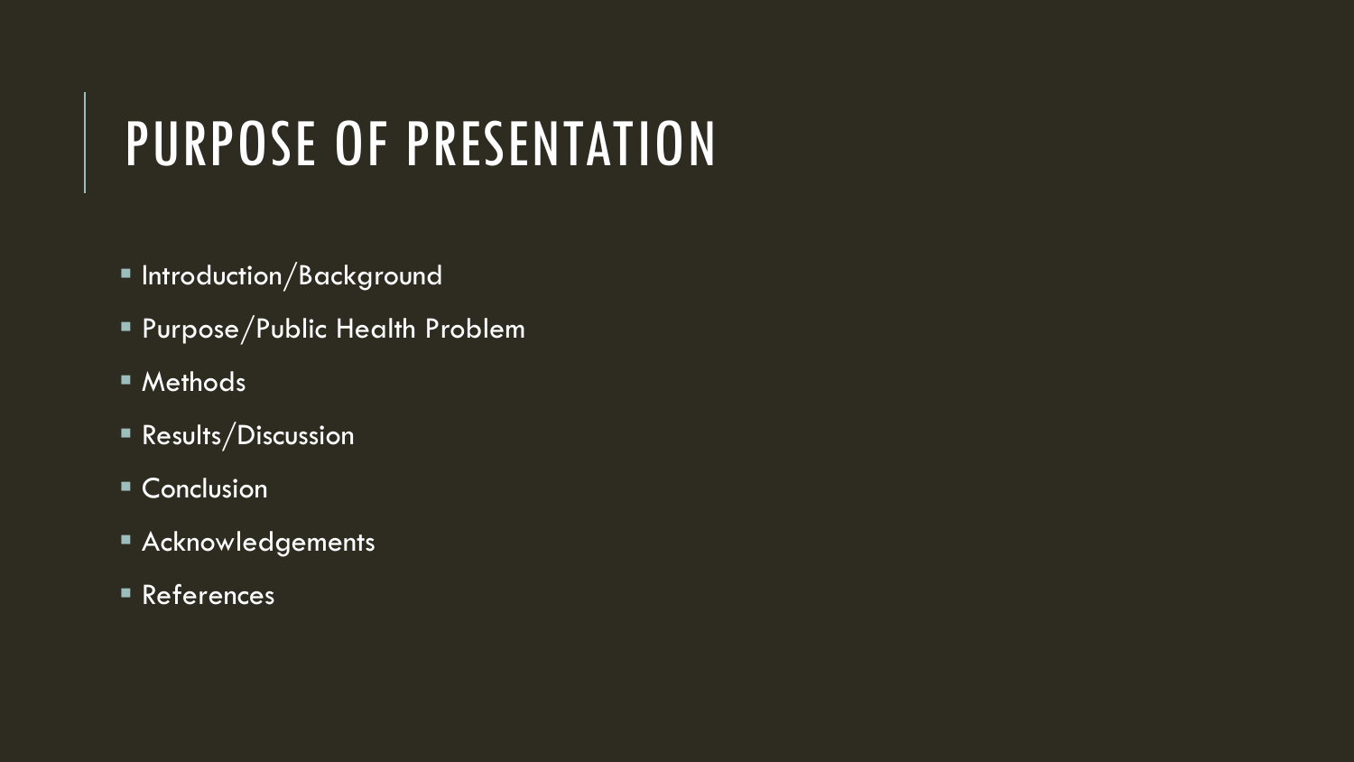# PURPOSE OF PRESENTATION

- Introduction/Background
- Purpose/Public Health Problem
- Methods
- Results/Discussion
- Conclusion
- Acknowledgements
- References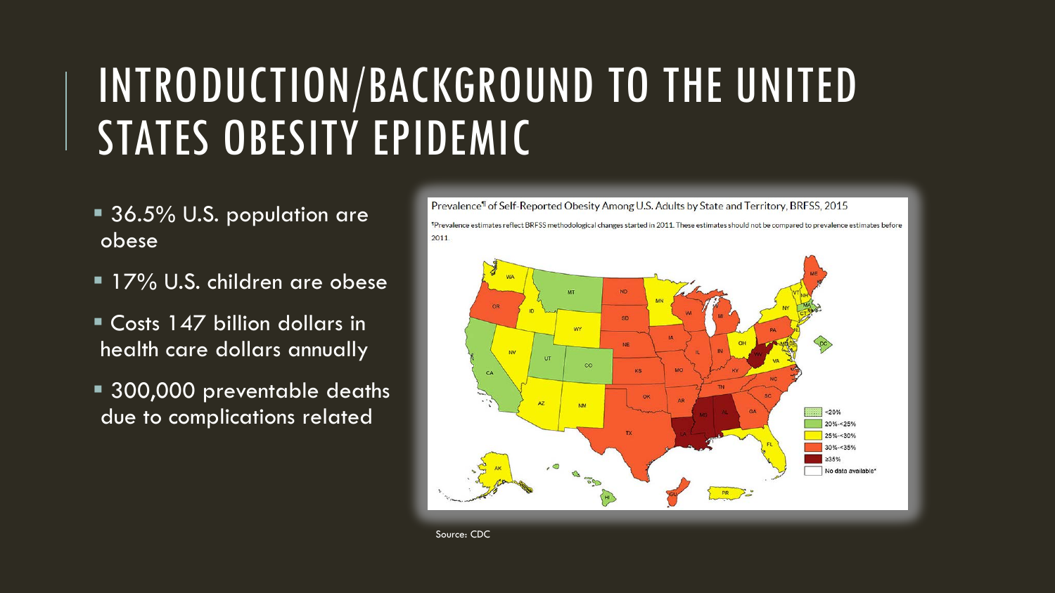# INTRODUCTION/BACKGROUND TO THE UNITED STATES OBESITY EPIDEMIC

- 36.5% U.S. population are obese
- 17% U.S. children are obese
- Costs 147 billion dollars in health care dollars annually
- 300,000 preventable deaths due to complications related

Prevalence¶ of Self-Reported Obesity Among U.S. Adults by State and Territory, BRFSS, 2015

¶Prevalence estimates reflect BRFSS methodological changes started in 2011. These estimates should not be compared to prevalence estimates before 2011.

Source: CDC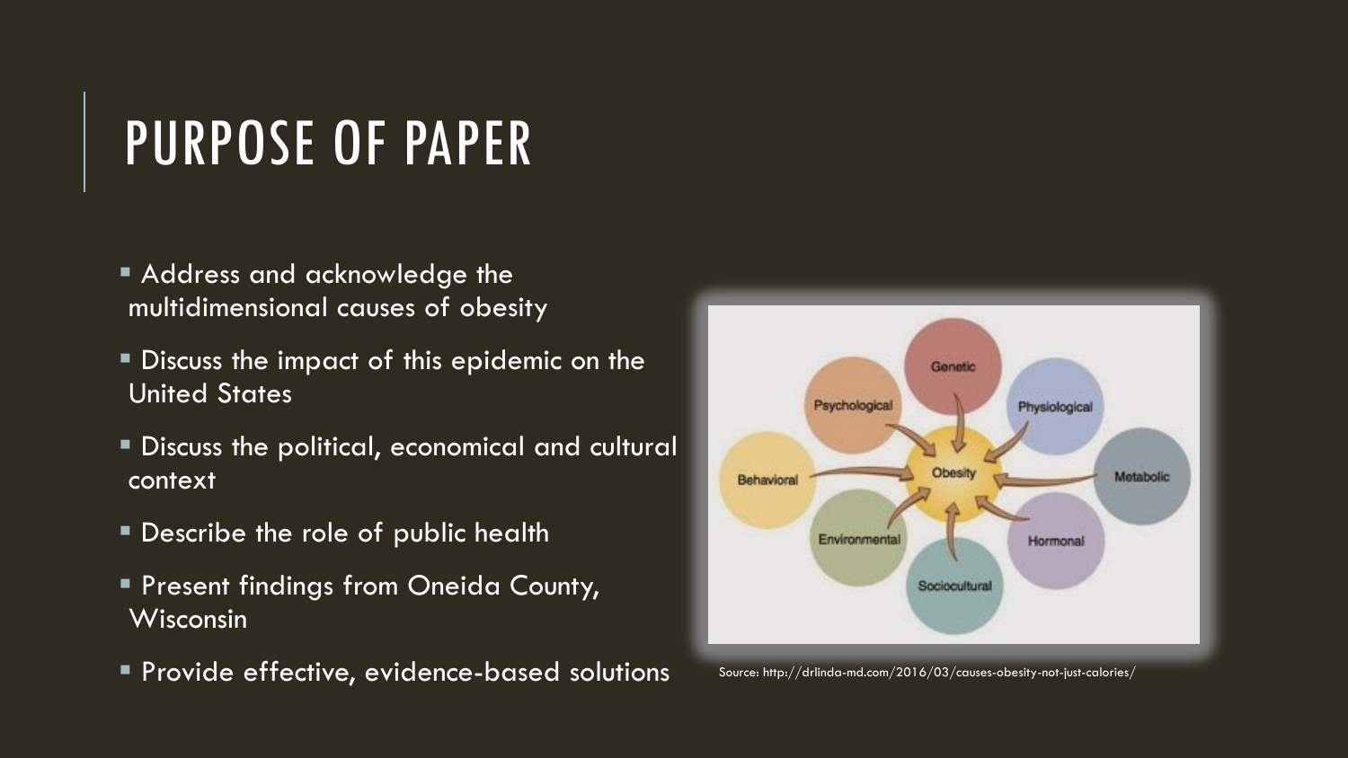# PURPOSE OF PAPER

- Address and acknowledge the multidimensional causes of obesity
- Discuss the impact of this epidemic on the United States
- Discuss the political, economical and cultural context
- Describe the role of public health
- Present findings from Oneida County, Wisconsin
- Provide effective, evidence-based solutions

Source: http://drlinda-md.com/2016/03/causes-obesity-not-just-calories/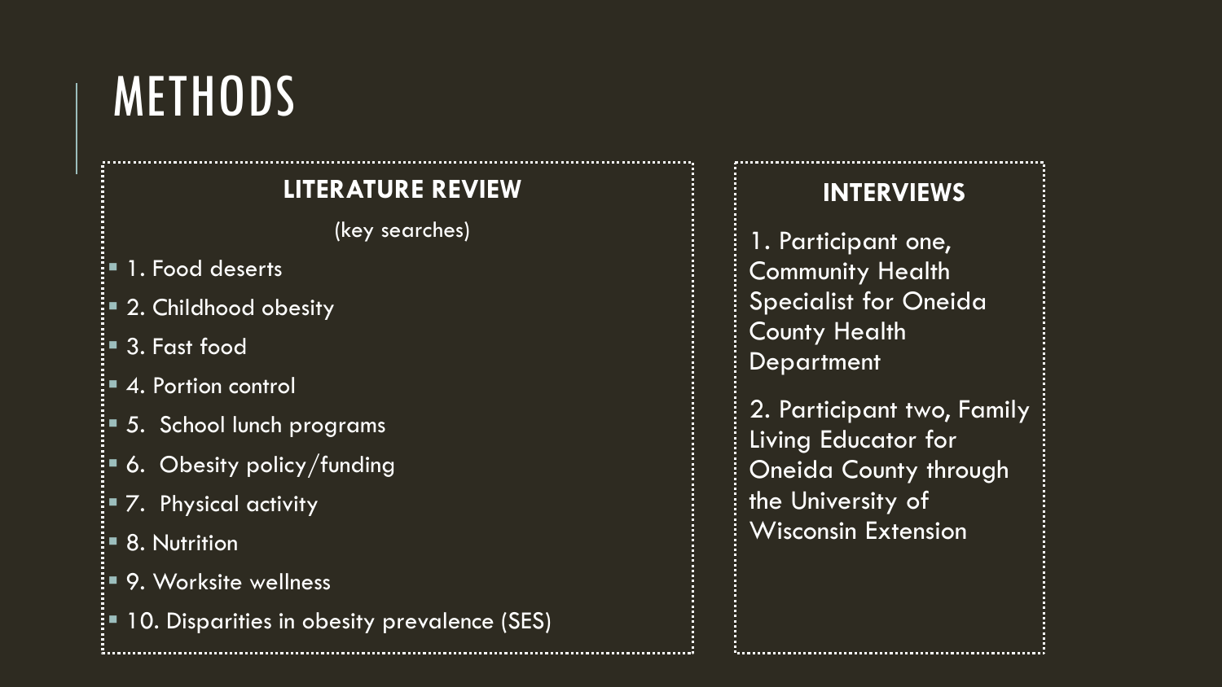# METHODS

## LITERATURE REVIEW

(key searches)

- 1. Food deserts
- 2. Childhood obesity
- 3. Fast food
- 4. Portion control
- 5. School lunch programs
- 6. Obesity policy/funding
- 7. Physical activity
- 8. Nutrition
- 9. Worksite wellness
- 10. Disparities in obesity prevalence (SES)

## INTERVIEWS

1. Participant one, Community Health Specialist for Oneida County Health Department

2. Participant two, Family Living Educator for Oneida County through the University of Wisconsin Extension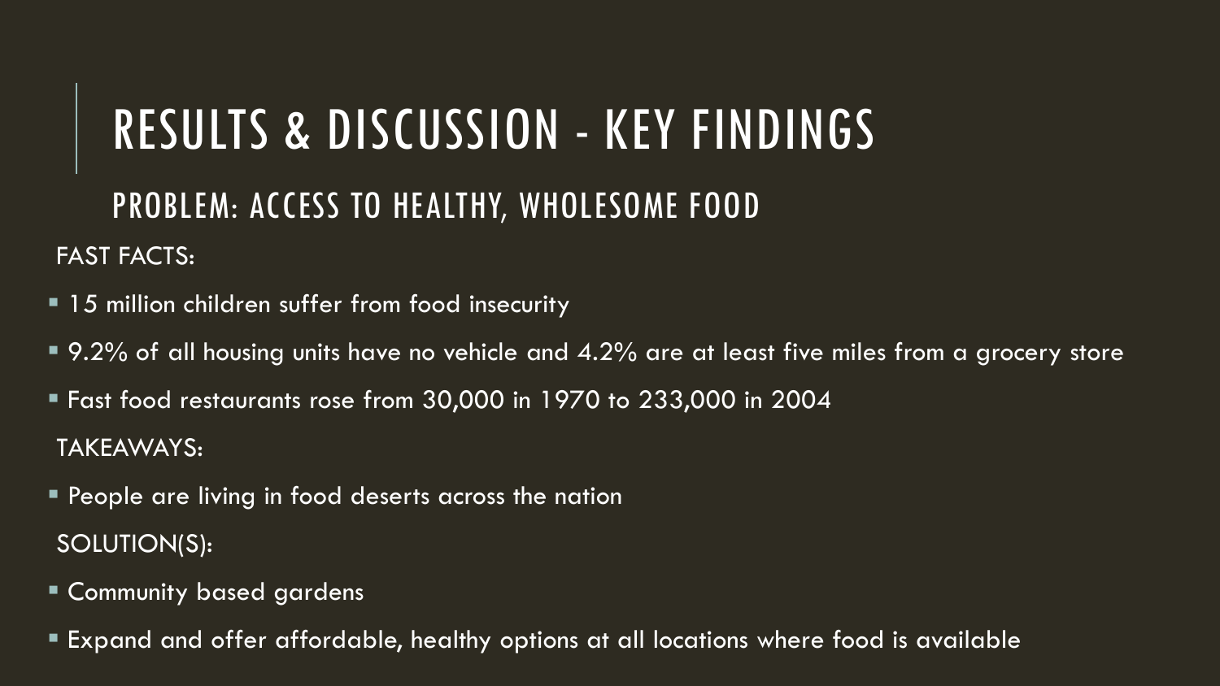# RESULTS & DISCUSSION - KEY FINDINGS

## PROBLEM: ACCESS TO HEALTHY, WHOLESOME FOOD

FAST FACTS:

- 15 million children suffer from food insecurity
- 9.2% of all housing units have no vehicle and 4.2% are at least five miles from a grocery store
- Fast food restaurants rose from 30,000 in 1970 to 233,000 in 2004

TAKEAWAYS:

- People are living in food deserts across the nation

SOLUTION(S):

- Community based gardens
- Expand and offer affordable, healthy options at all locations where food is available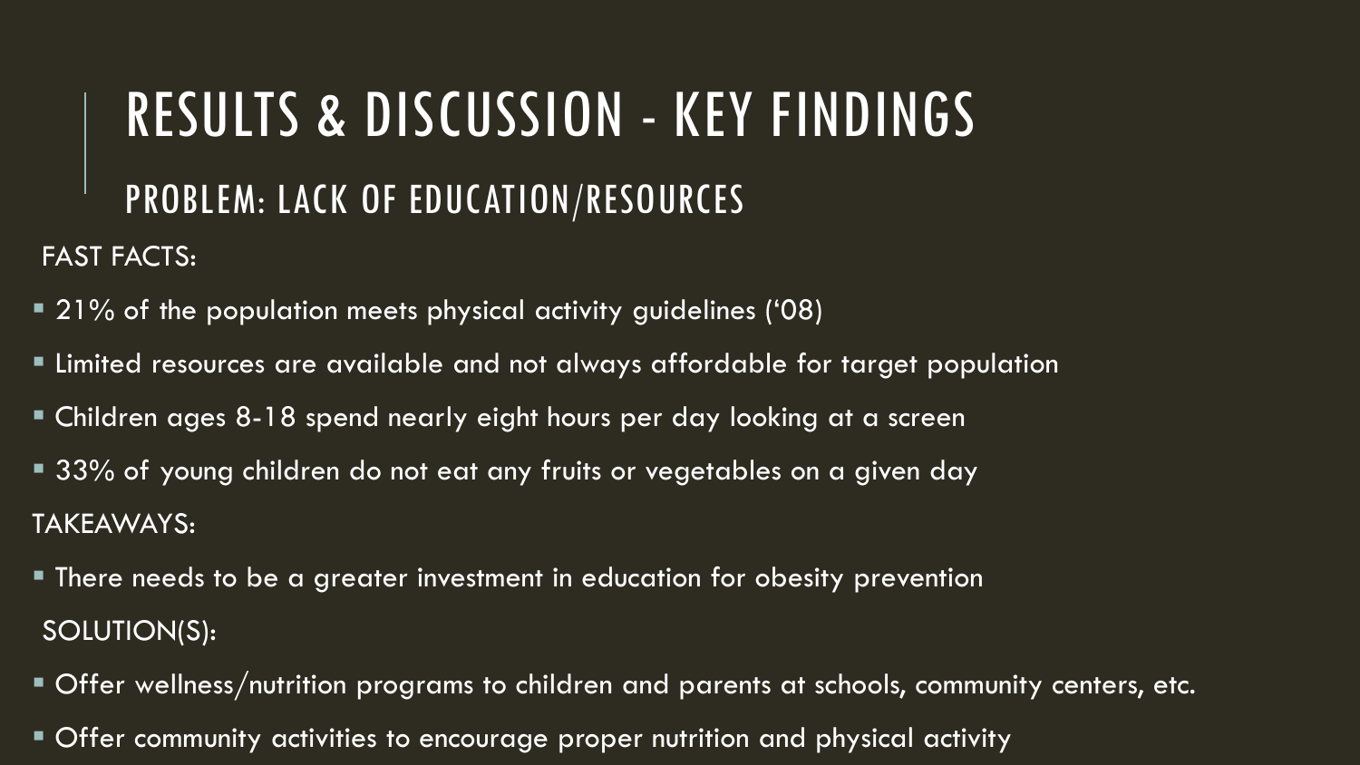# RESULTS & DISCUSSION - KEY FINDINGS

## PROBLEM: LACK OF EDUCATION/RESOURCES

FAST FACTS:

- 21% of the population meets physical activity guidelines ('08)
- Limited resources are available and not always affordable for target population
- Children ages 8-18 spend nearly eight hours per day looking at a screen
- 33% of young children do not eat any fruits or vegetables on a given day

TAKEAWAYS:

- There needs to be a greater investment in education for obesity prevention

SOLUTION(S):

- Offer wellness/nutrition programs to children and parents at schools, community centers, etc.
- Offer community activities to encourage proper nutrition and physical activity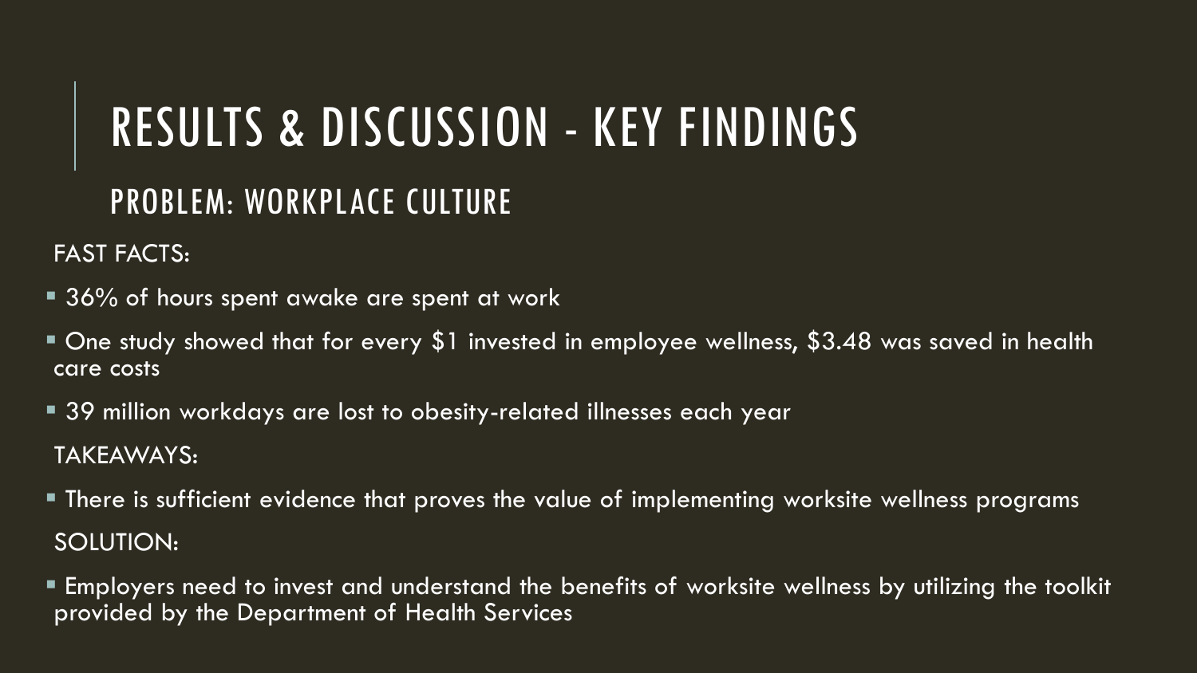# RESULTS & DISCUSSION - KEY FINDINGS

## PROBLEM: WORKPLACE CULTURE

FAST FACTS:

- 36% of hours spent awake are spent at work
- One study showed that for every $1 invested in employee wellness, $3.48 was saved in health care costs
- 39 million workdays are lost to obesity-related illnesses each year

TAKEAWAYS:

- There is sufficient evidence that proves the value of implementing worksite wellness programs

SOLUTION:

- Employers need to invest and understand the benefits of worksite wellness by utilizing the toolkit provided by the Department of Health Services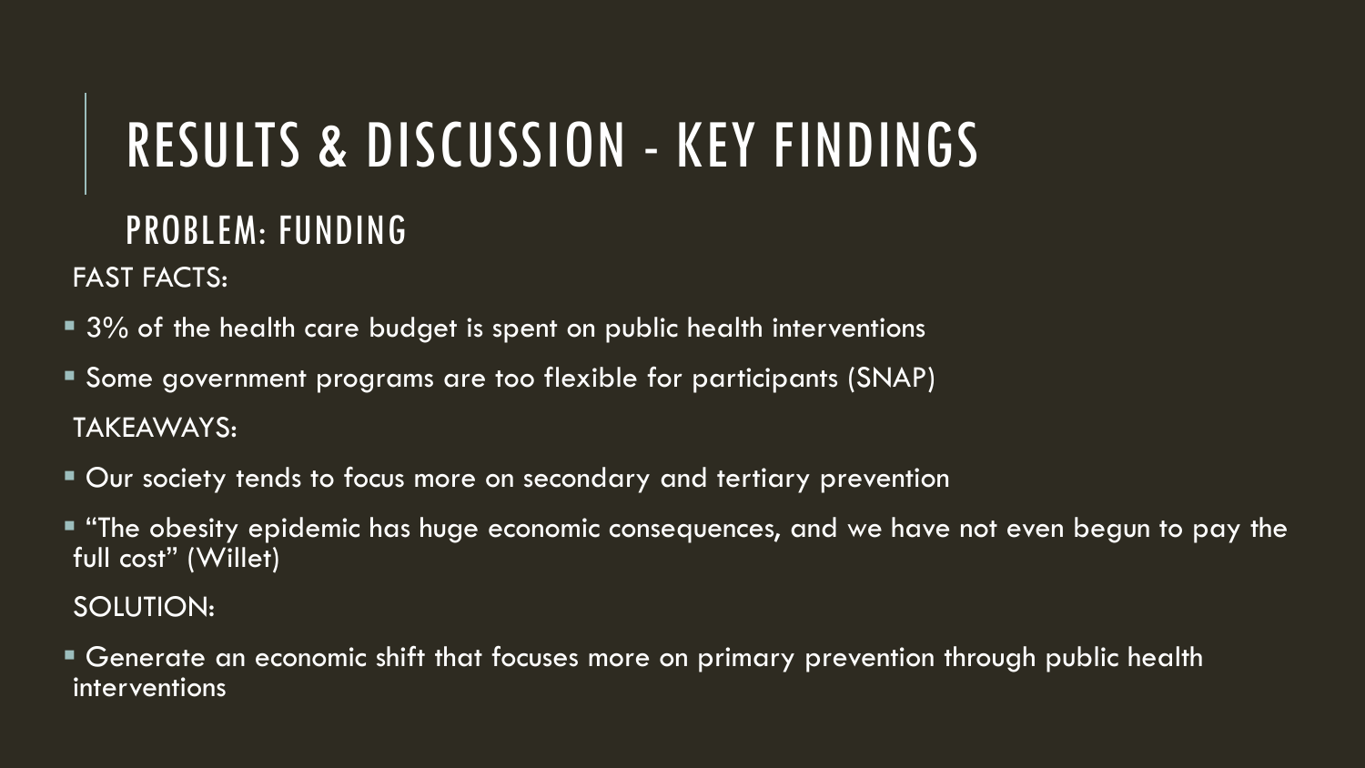# RESULTS & DISCUSSION - KEY FINDINGS

## PROBLEM: FUNDING

FAST FACTS:

- 3% of the health care budget is spent on public health interventions
- Some government programs are too flexible for participants (SNAP)

TAKEAWAYS:

- Our society tends to focus more on secondary and tertiary prevention
- "The obesity epidemic has huge economic consequences, and we have not even begun to pay the full cost" (Willet)

SOLUTION:

- Generate an economic shift that focuses more on primary prevention through public health interventions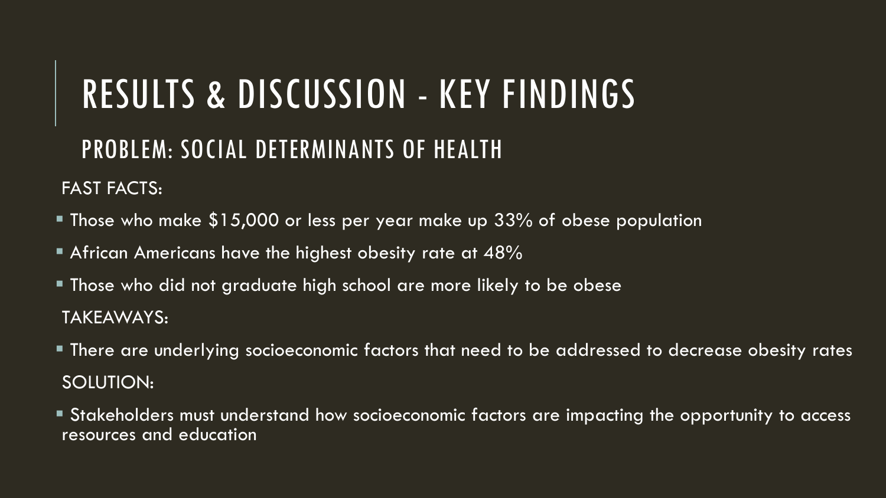# RESULTS & DISCUSSION - KEY FINDINGS

## PROBLEM: SOCIAL DETERMINANTS OF HEALTH

FAST FACTS:

- Those who make $15,000 or less per year make up 33% of obese population
- African Americans have the highest obesity rate at 48%
- Those who did not graduate high school are more likely to be obese

TAKEAWAYS:

- There are underlying socioeconomic factors that need to be addressed to decrease obesity rates

SOLUTION:

- Stakeholders must understand how socioeconomic factors are impacting the opportunity to access resources and education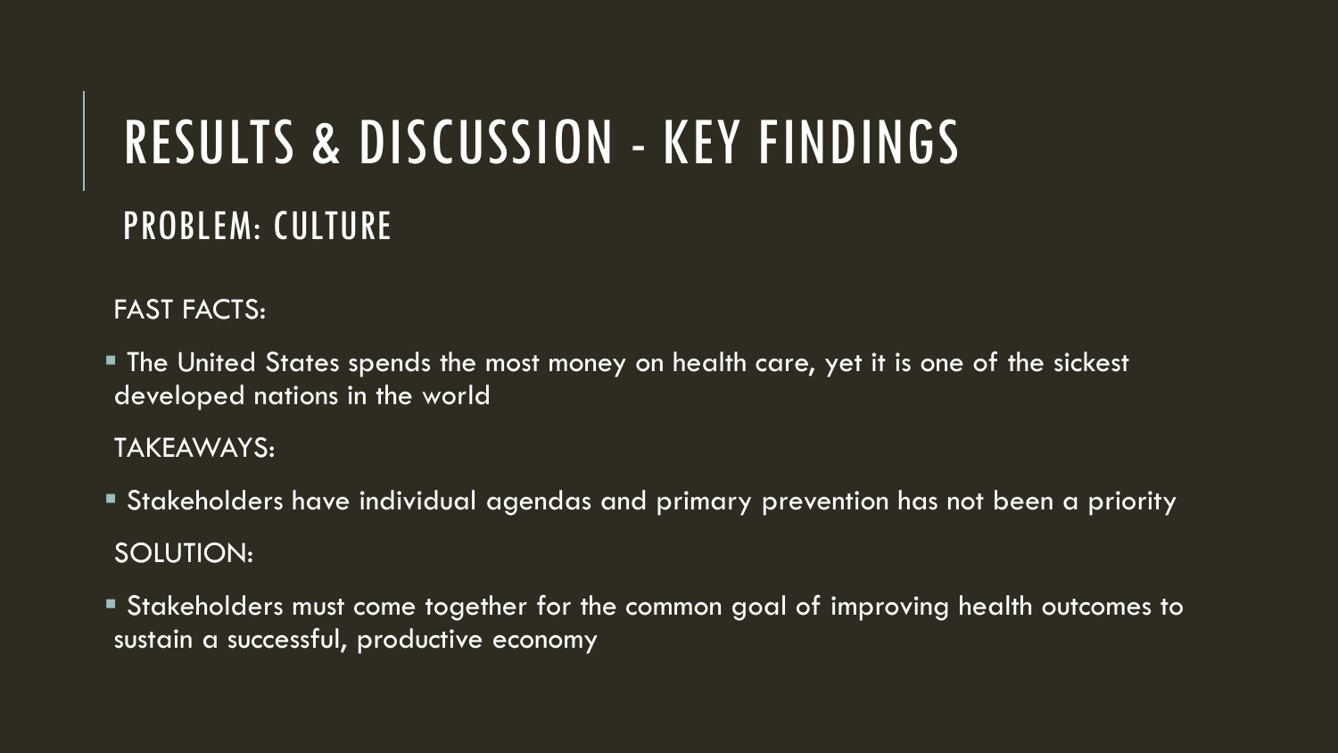# RESULTS & DISCUSSION - KEY FINDINGS

## PROBLEM: CULTURE

FAST FACTS:

- The United States spends the most money on health care, yet it is one of the sickest developed nations in the world

TAKEAWAYS:

- Stakeholders have individual agendas and primary prevention has not been a priority

SOLUTION:

- Stakeholders must come together for the common goal of improving health outcomes to sustain a successful, productive economy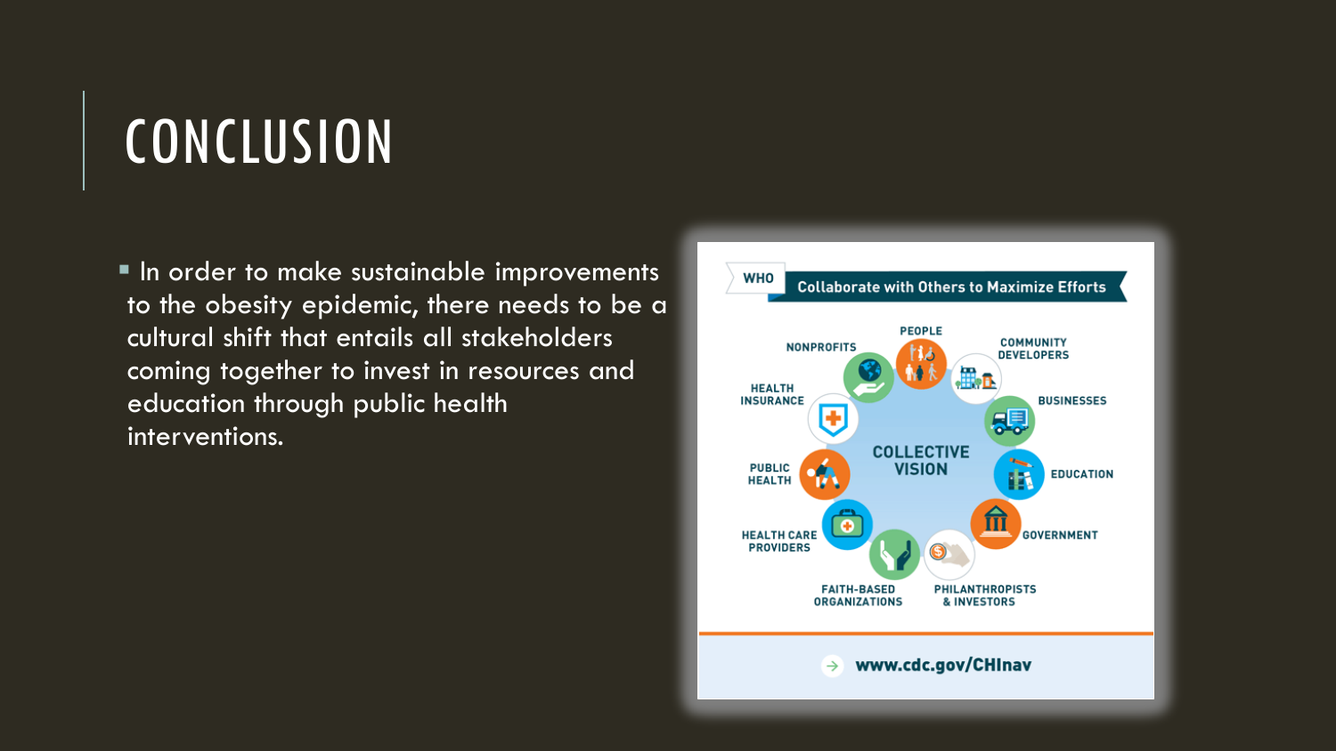# CONCLUSION

- In order to make sustainable improvements to the obesity epidemic, there needs to be a cultural shift that entails all stakeholders coming together to invest in resources and education through public health interventions.

WHO Collaborate with Others to Maximize Efforts

COLLECTIVE VISION

PEOPLE

COMMUNITY DEVELOPERS

BUSINESSES

EDUCATION

GOVERNMENT

PHILANTHROPISTS & INVESTORS

FAITH-BASED ORGANIZATIONS

HEALTH CARE PROVIDERS

PUBLIC HEALTH

HEALTH INSURANCE

NONPROFITS

www.cdc.gov/CHInav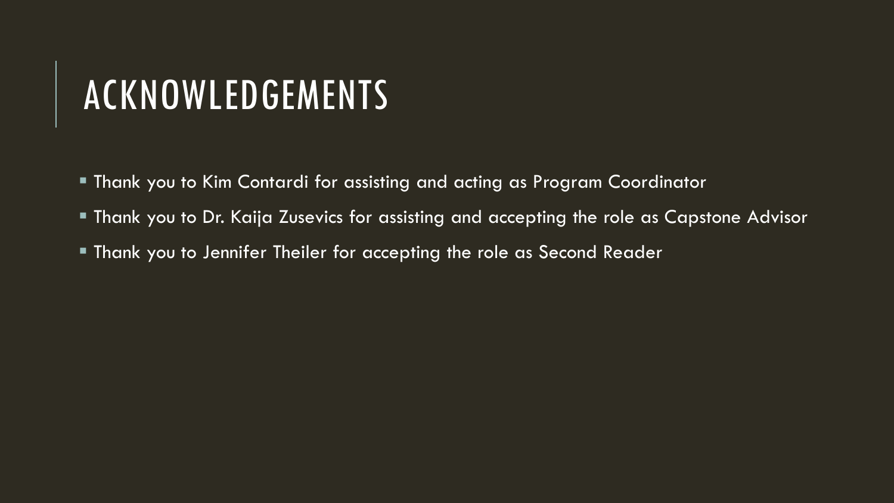# ACKNOWLEDGEMENTS

- Thank you to Kim Contardi for assisting and acting as Program Coordinator
- Thank you to Dr. Kaija Zusevics for assisting and accepting the role as Capstone Advisor
- Thank you to Jennifer Theiler for accepting the role as Second Reader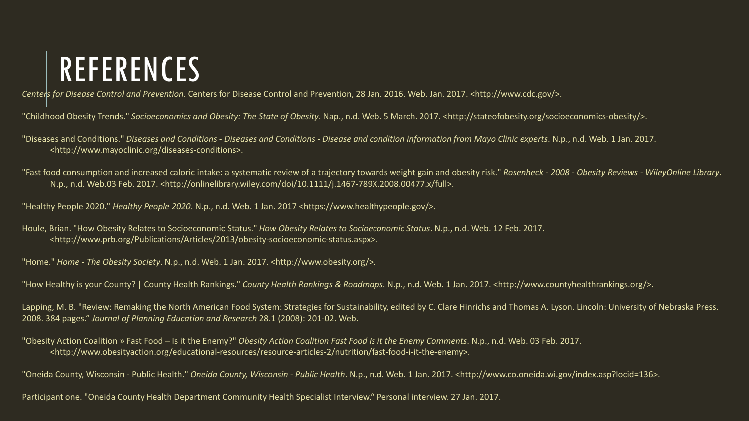# REFERENCES

*Centers for Disease Control and Prevention*. Centers for Disease Control and Prevention, 28 Jan. 2016. Web. Jan. 2017. <http://www.cdc.gov/>.

"Childhood Obesity Trends." *Socioeconomics and Obesity: The State of Obesity*. Nap., n.d. Web. 5 March. 2017. <http://stateofobesity.org/socioeconomics-obesity/>.

"Diseases and Conditions." *Diseases and Conditions - Diseases and Conditions - Disease and condition information from Mayo Clinic experts*. N.p., n.d. Web. 1 Jan. 2017. <http://www.mayoclinic.org/diseases-conditions>.

"Fast food consumption and increased caloric intake: a systematic review of a trajectory towards weight gain and obesity risk." *Rosenheck - 2008 - Obesity Reviews - WileyOnline Library*. N.p., n.d. Web.03 Feb. 2017. <http://onlinelibrary.wiley.com/doi/10.1111/j.1467-789X.2008.00477.x/full>.

"Healthy People 2020." *Healthy People 2020*. N.p., n.d. Web. 1 Jan. 2017 <https://www.healthypeople.gov/>.

Houle, Brian. "How Obesity Relates to Socioeconomic Status." *How Obesity Relates to Socioeconomic Status*. N.p., n.d. Web. 12 Feb. 2017. <http://www.prb.org/Publications/Articles/2013/obesity-socioeconomic-status.aspx>.

"Home." *Home - The Obesity Society*. N.p., n.d. Web. 1 Jan. 2017. <http://www.obesity.org/>.

"How Healthy is your County? | County Health Rankings." *County Health Rankings & Roadmaps*. N.p., n.d. Web. 1 Jan. 2017. <http://www.countyhealthrankings.org/>.

Lapping, M. B. "Review: Remaking the North American Food System: Strategies for Sustainability, edited by C. Clare Hinrichs and Thomas A. Lyson. Lincoln: University of Nebraska Press. 2008. 384 pages." *Journal of Planning Education and Research* 28.1 (2008): 201-02. Web.

"Obesity Action Coalition » Fast Food – Is it the Enemy?" *Obesity Action Coalition Fast Food Is it the Enemy Comments*. N.p., n.d. Web. 03 Feb. 2017. <http://www.obesityaction.org/educational-resources/resource-articles-2/nutrition/fast-food-i-it-the-enemy>.

"Oneida County, Wisconsin - Public Health." *Oneida County, Wisconsin - Public Health*. N.p., n.d. Web. 1 Jan. 2017. <http://www.co.oneida.wi.gov/index.asp?locid=136>.

Participant one. "Oneida County Health Department Community Health Specialist Interview." Personal interview. 27 Jan. 2017.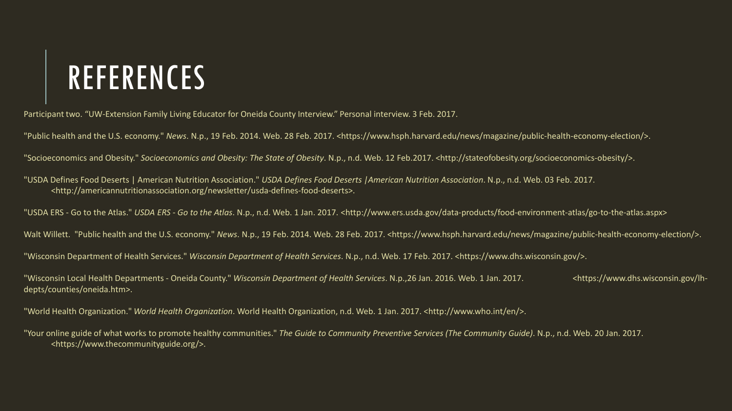# REFERENCES

Participant two. “UW-Extension Family Living Educator for Oneida County Interview.” Personal interview. 3 Feb. 2017.

"Public health and the U.S. economy." *News*. N.p., 19 Feb. 2014. Web. 28 Feb. 2017. <https://www.hsph.harvard.edu/news/magazine/public-health-economy-election/>.

"Socioeconomics and Obesity." *Socioeconomics and Obesity: The State of Obesity*. N.p., n.d. Web. 12 Feb.2017. <http://stateofobesity.org/socioeconomics-obesity/>.

"USDA Defines Food Deserts | American Nutrition Association." *USDA Defines Food Deserts |American Nutrition Association*. N.p., n.d. Web. 03 Feb. 2017. <http://americannutritionassociation.org/newsletter/usda-defines-food-deserts>.

"USDA ERS - Go to the Atlas." *USDA ERS - Go to the Atlas*. N.p., n.d. Web. 1 Jan. 2017. <http://www.ers.usda.gov/data-products/food-environment-atlas/go-to-the-atlas.aspx>

Walt Willett. "Public health and the U.S. economy." *News*. N.p., 19 Feb. 2014. Web. 28 Feb. 2017. <https://www.hsph.harvard.edu/news/magazine/public-health-economy-election/>.

"Wisconsin Department of Health Services." *Wisconsin Department of Health Services*. N.p., n.d. Web. 17 Feb. 2017. <https://www.dhs.wisconsin.gov/>.

"Wisconsin Local Health Departments - Oneida County." *Wisconsin Department of Health Services*. N.p.,26 Jan. 2016. Web. 1 Jan. 2017. <https://www.dhs.wisconsin.gov/lh-depts/counties/oneida.htm>.

"World Health Organization." *World Health Organization*. World Health Organization, n.d. Web. 1 Jan. 2017. <http://www.who.int/en/>.

"Your online guide of what works to promote healthy communities." *The Guide to Community Preventive Services (The Community Guide)*. N.p., n.d. Web. 20 Jan. 2017. <https://www.thecommunityguide.org/>.